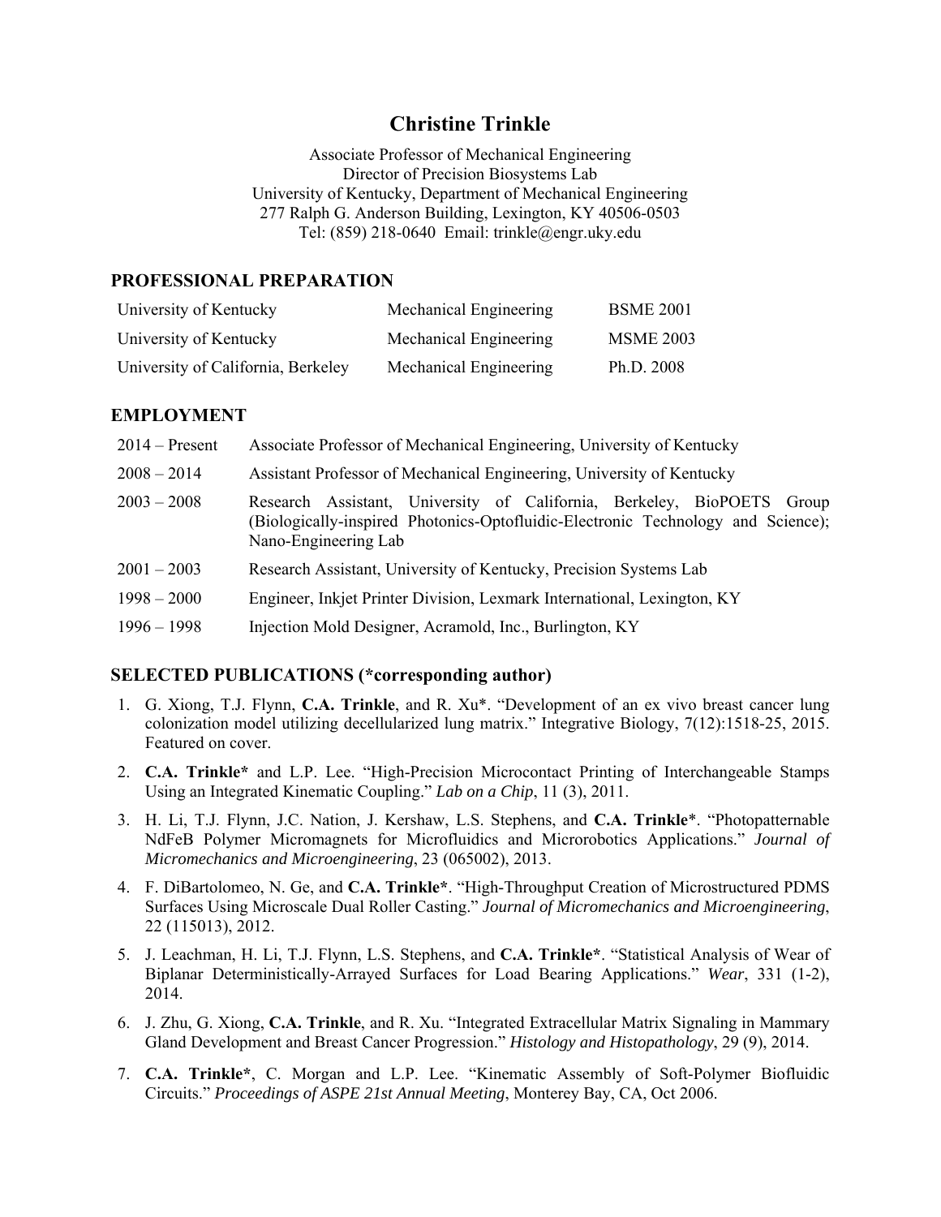# Christine Trinkle

Associate Professor of Mechanical Engineering
Director of Precision Biosystems Lab
University of Kentucky, Department of Mechanical Engineering
277 Ralph G. Anderson Building, Lexington, KY 40506-0503
Tel: (859) 218-0640 Email: trinkle@engr.uky.edu

## PROFESSIONAL PREPARATION

| | | |
|---|---|---|
| University of Kentucky | Mechanical Engineering | BSME 2001 |
| University of Kentucky | Mechanical Engineering | MSME 2003 |
| University of California, Berkeley | Mechanical Engineering | Ph.D. 2008 |

## EMPLOYMENT

| | |
|---|---|
| 2014 – Present | Associate Professor of Mechanical Engineering, University of Kentucky |
| 2008 – 2014 | Assistant Professor of Mechanical Engineering, University of Kentucky |
| 2003 – 2008 | Research Assistant, University of California, Berkeley, BioPOETS Group (Biologically-inspired Photonics-Optofluidic-Electronic Technology and Science); Nano-Engineering Lab |
| 2001 – 2003 | Research Assistant, University of Kentucky, Precision Systems Lab |
| 1998 – 2000 | Engineer, Inkjet Printer Division, Lexmark International, Lexington, KY |
| 1996 – 1998 | Injection Mold Designer, Acramold, Inc., Burlington, KY |

## SELECTED PUBLICATIONS (*corresponding author)

1. G. Xiong, T.J. Flynn, **C.A. Trinkle**, and R. Xu*. "Development of an ex vivo breast cancer lung colonization model utilizing decellularized lung matrix." Integrative Biology, 7(12):1518-25, 2015. Featured on cover.
2. **C.A. Trinkle*** and L.P. Lee. "High-Precision Microcontact Printing of Interchangeable Stamps Using an Integrated Kinematic Coupling." *Lab on a Chip*, 11 (3), 2011.
3. H. Li, T.J. Flynn, J.C. Nation, J. Kershaw, L.S. Stephens, and **C.A. Trinkle***. "Photopatternable NdFeB Polymer Micromagnets for Microfluidics and Microrobotics Applications." *Journal of Micromechanics and Microengineering*, 23 (065002), 2013.
4. F. DiBartolomeo, N. Ge, and **C.A. Trinkle***. "High-Throughput Creation of Microstructured PDMS Surfaces Using Microscale Dual Roller Casting." *Journal of Micromechanics and Microengineering*, 22 (115013), 2012.
5. J. Leachman, H. Li, T.J. Flynn, L.S. Stephens, and **C.A. Trinkle***. "Statistical Analysis of Wear of Biplanar Deterministically-Arrayed Surfaces for Load Bearing Applications." *Wear*, 331 (1-2), 2014.
6. J. Zhu, G. Xiong, **C.A. Trinkle**, and R. Xu. "Integrated Extracellular Matrix Signaling in Mammary Gland Development and Breast Cancer Progression." *Histology and Histopathology*, 29 (9), 2014.
7. **C.A. Trinkle***, C. Morgan and L.P. Lee. "Kinematic Assembly of Soft-Polymer Biofluidic Circuits." *Proceedings of ASPE 21st Annual Meeting*, Monterey Bay, CA, Oct 2006.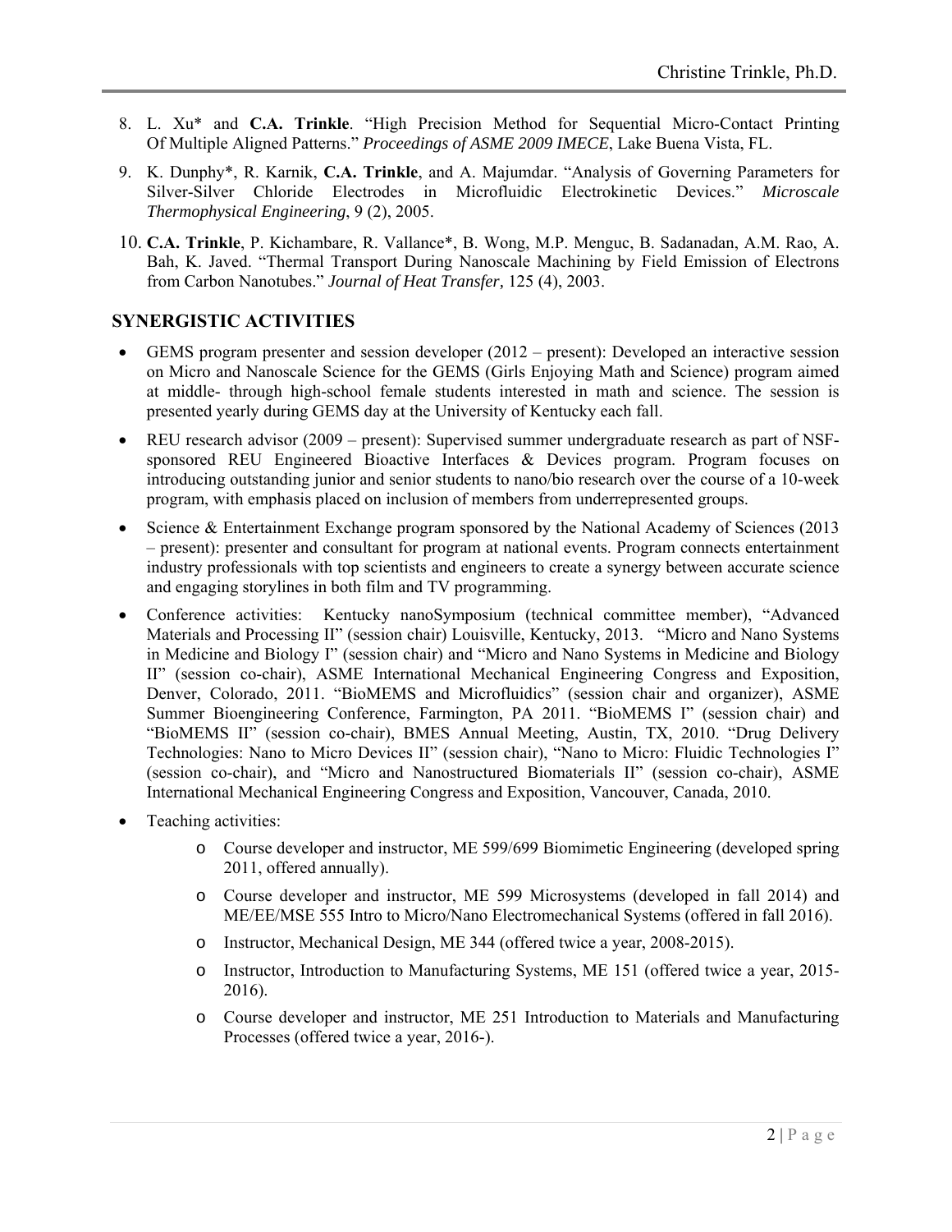8. L. Xu* and **C.A. Trinkle**. "High Precision Method for Sequential Micro-Contact Printing Of Multiple Aligned Patterns." *Proceedings of ASME 2009 IMECE*, Lake Buena Vista, FL.
9. K. Dunphy*, R. Karnik, **C.A. Trinkle**, and A. Majumdar. "Analysis of Governing Parameters for Silver-Silver Chloride Electrodes in Microfluidic Electrokinetic Devices." *Microscale Thermophysical Engineering*, 9 (2), 2005.
10. **C.A. Trinkle**, P. Kichambare, R. Vallance*, B. Wong, M.P. Menguc, B. Sadanadan, A.M. Rao, A. Bah, K. Javed. "Thermal Transport During Nanoscale Machining by Field Emission of Electrons from Carbon Nanotubes." *Journal of Heat Transfer,* 125 (4), 2003.

## SYNERGISTIC ACTIVITIES

- GEMS program presenter and session developer (2012 – present): Developed an interactive session on Micro and Nanoscale Science for the GEMS (Girls Enjoying Math and Science) program aimed at middle- through high-school female students interested in math and science. The session is presented yearly during GEMS day at the University of Kentucky each fall.
- REU research advisor (2009 – present): Supervised summer undergraduate research as part of NSF-sponsored REU Engineered Bioactive Interfaces & Devices program. Program focuses on introducing outstanding junior and senior students to nano/bio research over the course of a 10-week program, with emphasis placed on inclusion of members from underrepresented groups.
- Science & Entertainment Exchange program sponsored by the National Academy of Sciences (2013 – present): presenter and consultant for program at national events. Program connects entertainment industry professionals with top scientists and engineers to create a synergy between accurate science and engaging storylines in both film and TV programming.
- Conference activities: Kentucky nanoSymposium (technical committee member), "Advanced Materials and Processing II" (session chair) Louisville, Kentucky, 2013. "Micro and Nano Systems in Medicine and Biology I" (session chair) and "Micro and Nano Systems in Medicine and Biology II" (session co-chair), ASME International Mechanical Engineering Congress and Exposition, Denver, Colorado, 2011. "BioMEMS and Microfluidics" (session chair and organizer), ASME Summer Bioengineering Conference, Farmington, PA 2011. "BioMEMS I" (session chair) and "BioMEMS II" (session co-chair), BMES Annual Meeting, Austin, TX, 2010. "Drug Delivery Technologies: Nano to Micro Devices II" (session chair), "Nano to Micro: Fluidic Technologies I" (session co-chair), and "Micro and Nanostructured Biomaterials II" (session co-chair), ASME International Mechanical Engineering Congress and Exposition, Vancouver, Canada, 2010.
- Teaching activities:
  - Course developer and instructor, ME 599/699 Biomimetic Engineering (developed spring 2011, offered annually).
  - Course developer and instructor, ME 599 Microsystems (developed in fall 2014) and ME/EE/MSE 555 Intro to Micro/Nano Electromechanical Systems (offered in fall 2016).
  - Instructor, Mechanical Design, ME 344 (offered twice a year, 2008-2015).
  - Instructor, Introduction to Manufacturing Systems, ME 151 (offered twice a year, 2015-2016).
  - Course developer and instructor, ME 251 Introduction to Materials and Manufacturing Processes (offered twice a year, 2016-).